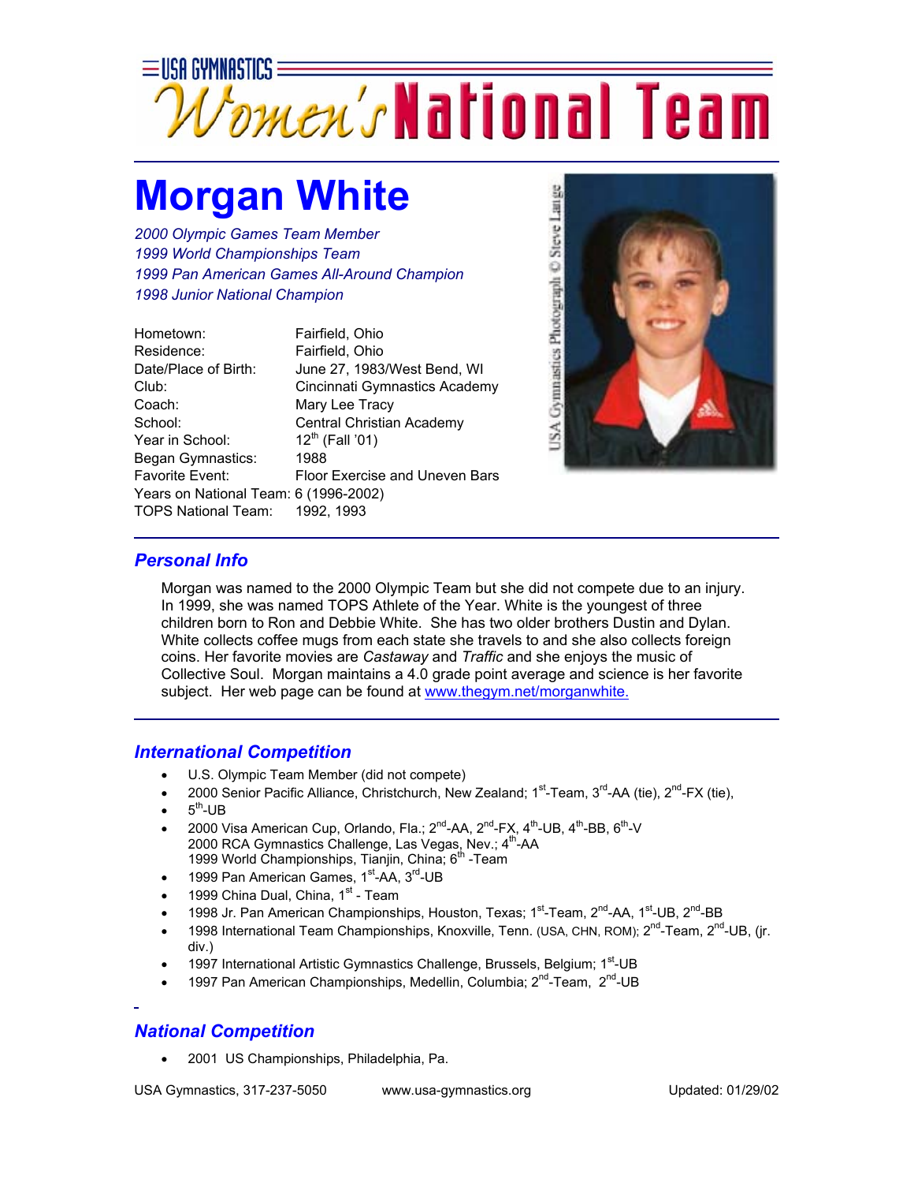USA GYMNASTICS

# Women's National Team

# Morgan White

*2000 Olympic Games Team Member*
*1999 World Championships Team*
*1999 Pan American Games All-Around Champion*
*1998 Junior National Champion*

| | |
|---|---|
| Hometown: | Fairfield, Ohio |
| Residence: | Fairfield, Ohio |
| Date/Place of Birth: | June 27, 1983/West Bend, WI |
| Club: | Cincinnati Gymnastics Academy |
| Coach: | Mary Lee Tracy |
| School: | Central Christian Academy |
| Year in School: | 12th (Fall '01) |
| Began Gymnastics: | 1988 |
| Favorite Event: | Floor Exercise and Uneven Bars |
| Years on National Team: | 6 (1996-2002) |
| TOPS National Team: | 1992, 1993 |

USA Gymnastics Photograph © Steve Lange

## *Personal Info*

Morgan was named to the 2000 Olympic Team but she did not compete due to an injury. In 1999, she was named TOPS Athlete of the Year. White is the youngest of three children born to Ron and Debbie White. She has two older brothers Dustin and Dylan. White collects coffee mugs from each state she travels to and she also collects foreign coins. Her favorite movies are *Castaway* and *Traffic* and she enjoys the music of Collective Soul. Morgan maintains a 4.0 grade point average and science is her favorite subject. Her web page can be found at www.thegym.net/morganwhite.

## *International Competition*

- U.S. Olympic Team Member (did not compete)
- 2000 Senior Pacific Alliance, Christchurch, New Zealand; 1st-Team, 3rd-AA (tie), 2nd-FX (tie),
- 5th-UB
- 2000 Visa American Cup, Orlando, Fla.; 2nd-AA, 2nd-FX, 4th-UB, 4th-BB, 6th-V
  2000 RCA Gymnastics Challenge, Las Vegas, Nev.; 4th-AA
  1999 World Championships, Tianjin, China; 6th -Team
- 1999 Pan American Games, 1st-AA, 3rd-UB
- 1999 China Dual, China, 1st - Team
- 1998 Jr. Pan American Championships, Houston, Texas; 1st-Team, 2nd-AA, 1st-UB, 2nd-BB
- 1998 International Team Championships, Knoxville, Tenn. (USA, CHN, ROM); 2nd-Team, 2nd-UB, (jr. div.)
- 1997 International Artistic Gymnastics Challenge, Brussels, Belgium; 1st-UB
- 1997 Pan American Championships, Medellin, Columbia; 2nd-Team, 2nd-UB

## *National Competition*

- 2001 US Championships, Philadelphia, Pa.

USA Gymnastics, 317-237-5050 www.usa-gymnastics.org Updated: 01/29/02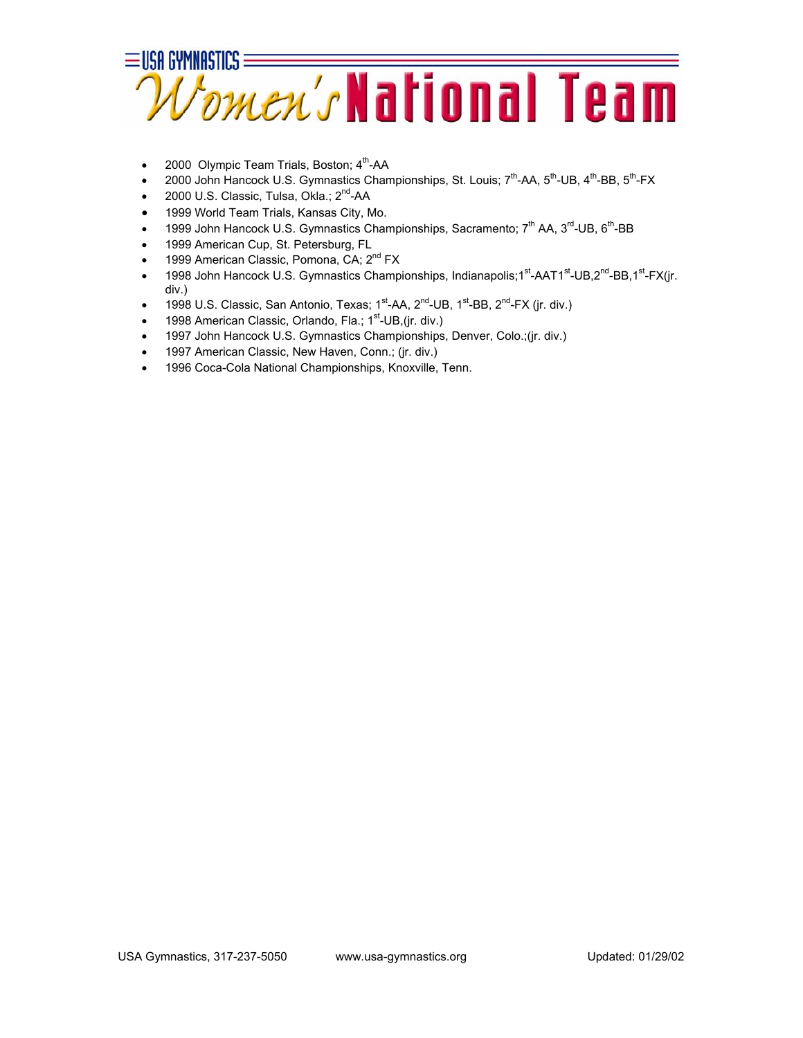- 2000 Olympic Team Trials, Boston; 4th-AA
- 2000 John Hancock U.S. Gymnastics Championships, St. Louis; 7th-AA, 5th-UB, 4th-BB, 5th-FX
- 2000 U.S. Classic, Tulsa, Okla.; 2nd-AA
- 1999 World Team Trials, Kansas City, Mo.
- 1999 John Hancock U.S. Gymnastics Championships, Sacramento; 7th AA, 3rd-UB, 6th-BB
- 1999 American Cup, St. Petersburg, FL
- 1999 American Classic, Pomona, CA; 2nd FX
- 1998 John Hancock U.S. Gymnastics Championships, Indianapolis;1st-AAT1st-UB,2nd-BB,1st-FX(jr. div.)
- 1998 U.S. Classic, San Antonio, Texas; 1st-AA, 2nd-UB, 1st-BB, 2nd-FX (jr. div.)
- 1998 American Classic, Orlando, Fla.; 1st-UB,(jr. div.)
- 1997 John Hancock U.S. Gymnastics Championships, Denver, Colo.;(jr. div.)
- 1997 American Classic, New Haven, Conn.; (jr. div.)
- 1996 Coca-Cola National Championships, Knoxville, Tenn.